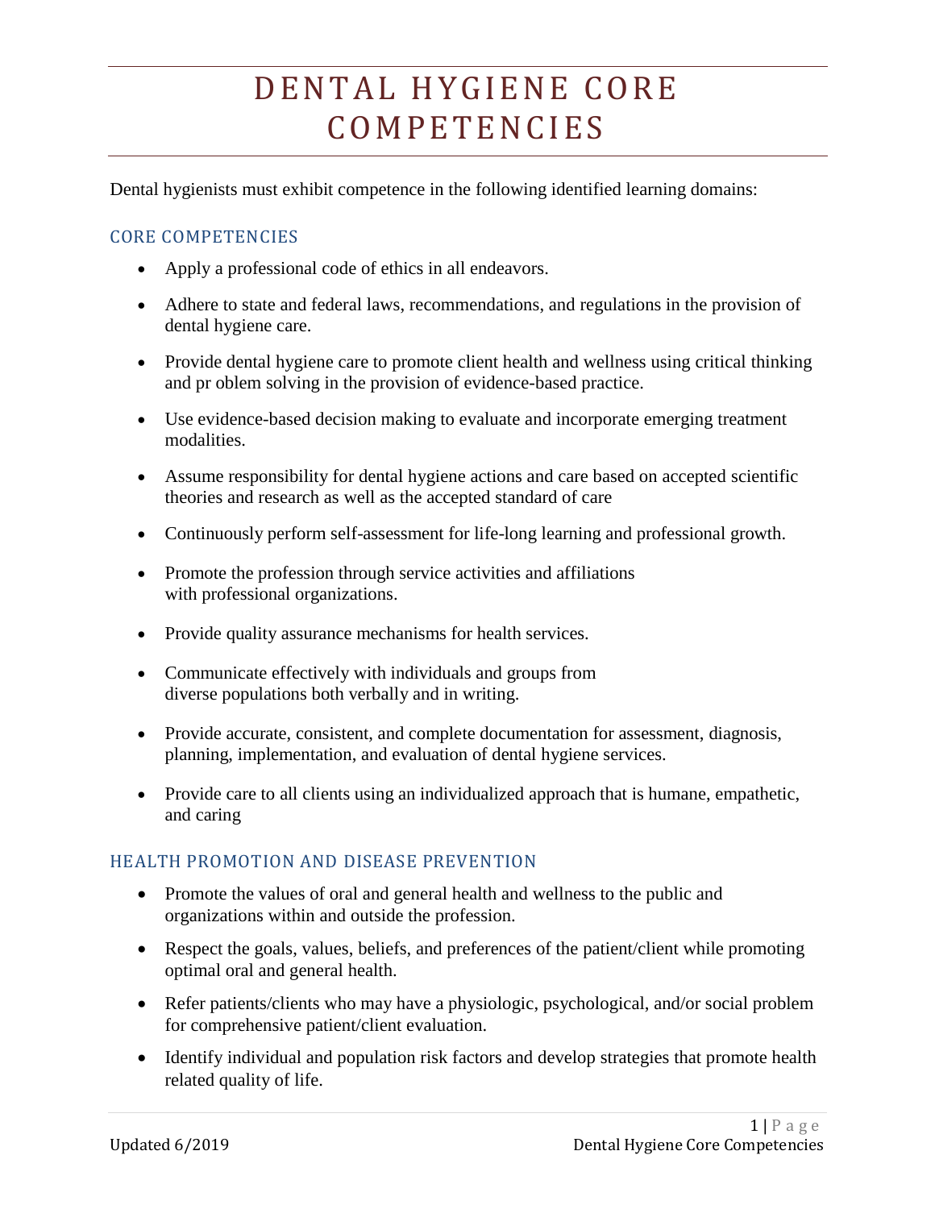# DENTAL HYGIENE CORE COMPETENCIES

Dental hygienists must exhibit competence in the following identified learning domains:

## CORE COMPETENCIES

- Apply a professional code of ethics in all endeavors.
- Adhere to state and federal laws, recommendations, and regulations in the provision of dental hygiene care.
- Provide dental hygiene care to promote client health and wellness using critical thinking and pr oblem solving in the provision of evidence-based practice.
- Use evidence-based decision making to evaluate and incorporate emerging treatment modalities.
- Assume responsibility for dental hygiene actions and care based on accepted scientific theories and research as well as the accepted standard of care
- Continuously perform self-assessment for life-long learning and professional growth.
- Promote the profession through service activities and affiliations with professional organizations.
- Provide quality assurance mechanisms for health services.
- Communicate effectively with individuals and groups from diverse populations both verbally and in writing.
- Provide accurate, consistent, and complete documentation for assessment, diagnosis, planning, implementation, and evaluation of dental hygiene services.
- Provide care to all clients using an individualized approach that is humane, empathetic, and caring

## HEALTH PROMOTION AND DISEASE PREVENTION

- Promote the values of oral and general health and wellness to the public and organizations within and outside the profession.
- Respect the goals, values, beliefs, and preferences of the patient/client while promoting optimal oral and general health.
- Refer patients/clients who may have a physiologic, psychological, and/or social problem for comprehensive patient/client evaluation.
- Identify individual and population risk factors and develop strategies that promote health related quality of life.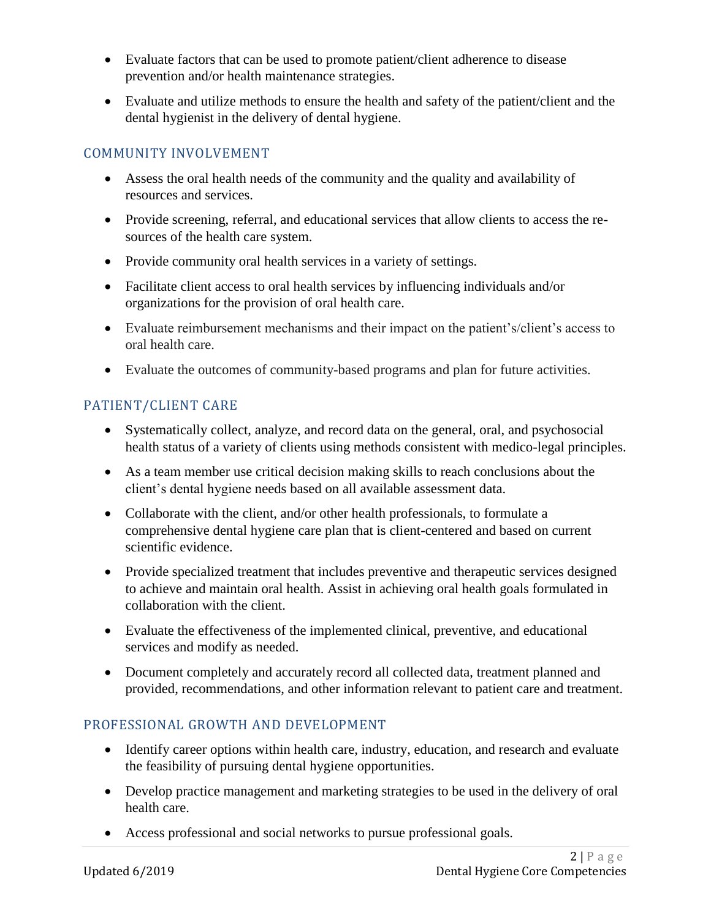- Evaluate factors that can be used to promote patient/client adherence to disease prevention and/or health maintenance strategies.
- Evaluate and utilize methods to ensure the health and safety of the patient/client and the dental hygienist in the delivery of dental hygiene.

## COMMUNITY INVOLVEMENT

- Assess the oral health needs of the community and the quality and availability of resources and services.
- Provide screening, referral, and educational services that allow clients to access the resources of the health care system.
- Provide community oral health services in a variety of settings.
- Facilitate client access to oral health services by influencing individuals and/or organizations for the provision of oral health care.
- Evaluate reimbursement mechanisms and their impact on the patient's/client's access to oral health care.
- Evaluate the outcomes of community-based programs and plan for future activities.

## PATIENT/CLIENT CARE

- Systematically collect, analyze, and record data on the general, oral, and psychosocial health status of a variety of clients using methods consistent with medico-legal principles.
- As a team member use critical decision making skills to reach conclusions about the client's dental hygiene needs based on all available assessment data.
- Collaborate with the client, and/or other health professionals, to formulate a comprehensive dental hygiene care plan that is client-centered and based on current scientific evidence.
- Provide specialized treatment that includes preventive and therapeutic services designed to achieve and maintain oral health. Assist in achieving oral health goals formulated in collaboration with the client.
- Evaluate the effectiveness of the implemented clinical, preventive, and educational services and modify as needed.
- Document completely and accurately record all collected data, treatment planned and provided, recommendations, and other information relevant to patient care and treatment.

## PROFESSIONAL GROWTH AND DEVELOPMENT

- Identify career options within health care, industry, education, and research and evaluate the feasibility of pursuing dental hygiene opportunities.
- Develop practice management and marketing strategies to be used in the delivery of oral health care.
- Access professional and social networks to pursue professional goals.